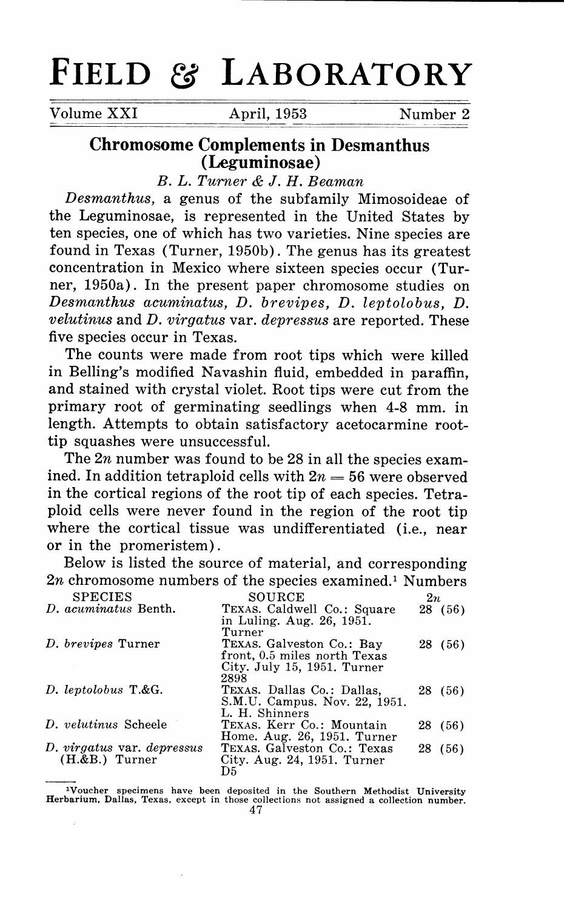# FIELD & LABORATORY

Volume XXI — April, 1953 — Number 2

## Chromosome Complements in Desmanthus (Leguminosae)

*B. L. Turner & J. H. Beaman*

*Desmanthus*, a genus of the subfamily Mimosoideae of the Leguminosae, is represented in the United States by ten species, one of which has two varieties. Nine species are found in Texas (Turner, 1950b). The genus has its greatest concentration in Mexico where sixteen species occur (Turner, 1950a). In the present paper chromosome studies on *Desmanthus acuminatus*, *D. brevipes*, *D. leptolobus*, *D. velutinus* and *D. virgatus* var. *depressus* are reported. These five species occur in Texas.

The counts were made from root tips which were killed in Belling's modified Navashin fluid, embedded in paraffin, and stained with crystal violet. Root tips were cut from the primary root of germinating seedlings when 4-8 mm. in length. Attempts to obtain satisfactory acetocarmine root-tip squashes were unsuccessful.

The $2n$ number was found to be 28 in all the species examined. In addition tetraploid cells with $2n = 56$ were observed in the cortical regions of the root tip of each species. Tetraploid cells were never found in the region of the root tip where the cortical tissue was undifferentiated (i.e., near or in the promeristem).

Below is listed the source of material, and corresponding $2n$ chromosome numbers of the species examined.[1] Numbers

| SPECIES | SOURCE | $2n$ |
|---|---|---|
| *D. acuminatus* Benth. | TEXAS. Caldwell Co.: Square in Luling. Aug. 26, 1951. Turner | 28 (56) |
| *D. brevipes* Turner | TEXAS. Galveston Co.: Bay front, 0.5 miles north Texas City. July 15, 1951. Turner 2898 | 28 (56) |
| *D. leptolobus* T.&G. | TEXAS. Dallas Co.: Dallas, S.M.U. Campus. Nov. 22, 1951. L. H. Shinners | 28 (56) |
| *D. velutinus* Scheele | TEXAS. Kerr Co.: Mountain Home. Aug. 26, 1951. Turner | 28 (56) |
| *D. virgatus* var. *depressus* (H.&B.) Turner | TEXAS. Galveston Co.: Texas City. Aug. 24, 1951. Turner D5 | 28 (56) |

[1]Voucher specimens have been deposited in the Southern Methodist University Herbarium, Dallas, Texas, except in those collections not assigned a collection number.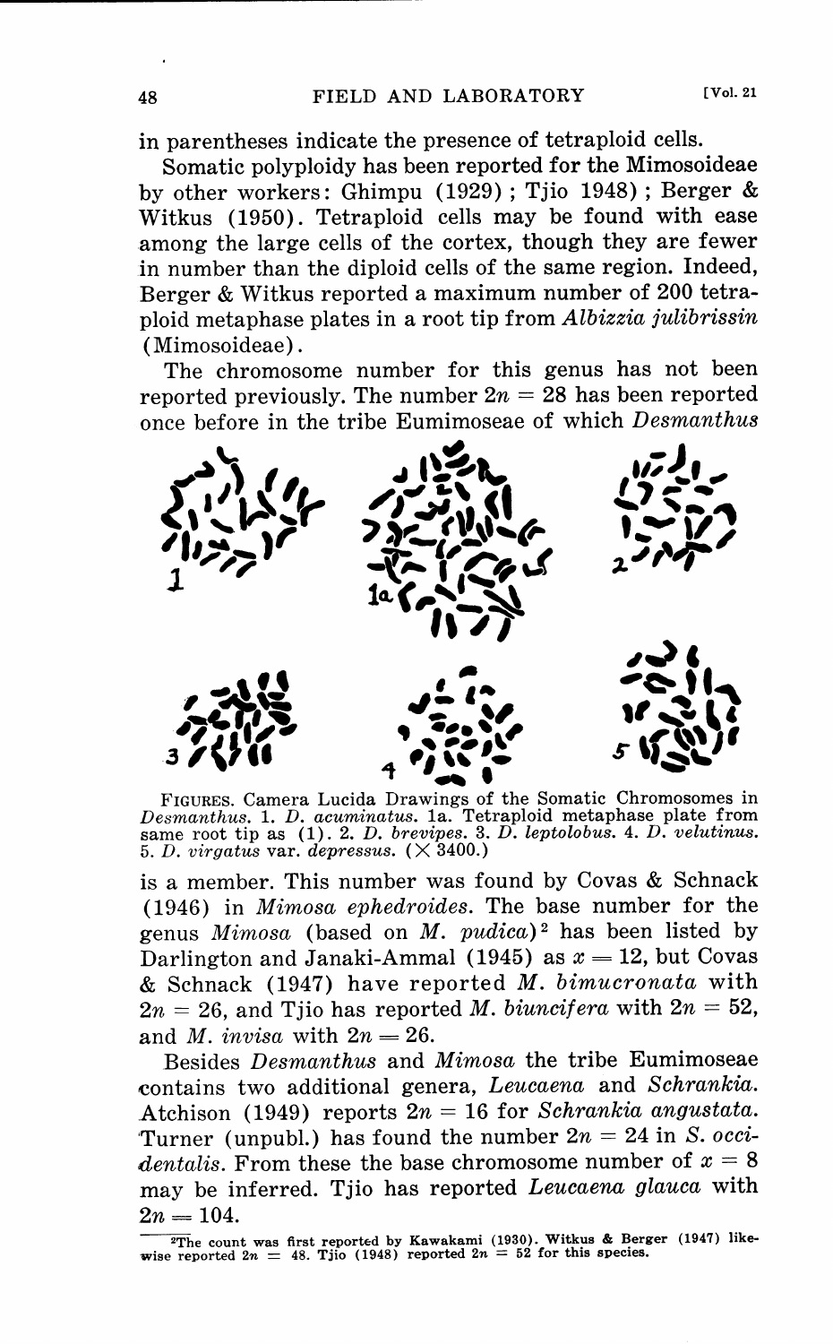in parentheses indicate the presence of tetraploid cells.

Somatic polyploidy has been reported for the Mimosoideae by other workers: Ghimpu (1929); Tjio 1948); Berger & Witkus (1950). Tetraploid cells may be found with ease among the large cells of the cortex, though they are fewer in number than the diploid cells of the same region. Indeed, Berger & Witkus reported a maximum number of 200 tetraploid metaphase plates in a root tip from *Albizzia julibrissin* (Mimosoideae).

The chromosome number for this genus has not been reported previously. The number $2n = 28$ has been reported once before in the tribe Eumimoseae of which *Desmanthus* is a member. This number was found by Covas & Schnack (1946) in *Mimosa ephedroides*. The base number for the genus *Mimosa* (based on *M. pudica*)[2] has been listed by Darlington and Janaki-Ammal (1945) as $x = 12$, but Covas & Schnack (1947) have reported *M. bimucronata* with $2n = 26$, and Tjio has reported *M. biuncifera* with $2n = 52$, and *M. invisa* with $2n = 26$.

FIGURES. Camera Lucida Drawings of the Somatic Chromosomes in *Desmanthus*. 1. *D. acuminatus*. 1a. Tetraploid metaphase plate from same root tip as (1). 2. *D. brevipes*. 3. *D. leptolobus*. 4. *D. velutinus*. 5. *D. virgatus* var. *depressus*. (× 3400.)

Besides *Desmanthus* and *Mimosa* the tribe Eumimoseae contains two additional genera, *Leucaena* and *Schrankia*. Atchison (1949) reports $2n = 16$ for *Schrankia angustata*. Turner (unpubl.) has found the number $2n = 24$ in *S. occidentalis*. From these the base chromosome number of $x = 8$ may be inferred. Tjio has reported *Leucaena glauca* with $2n = 104$.

[2]The count was first reported by Kawakami (1930). Witkus & Berger (1947) likewise reported $2n = 48$. Tjio (1948) reported $2n = 52$ for this species.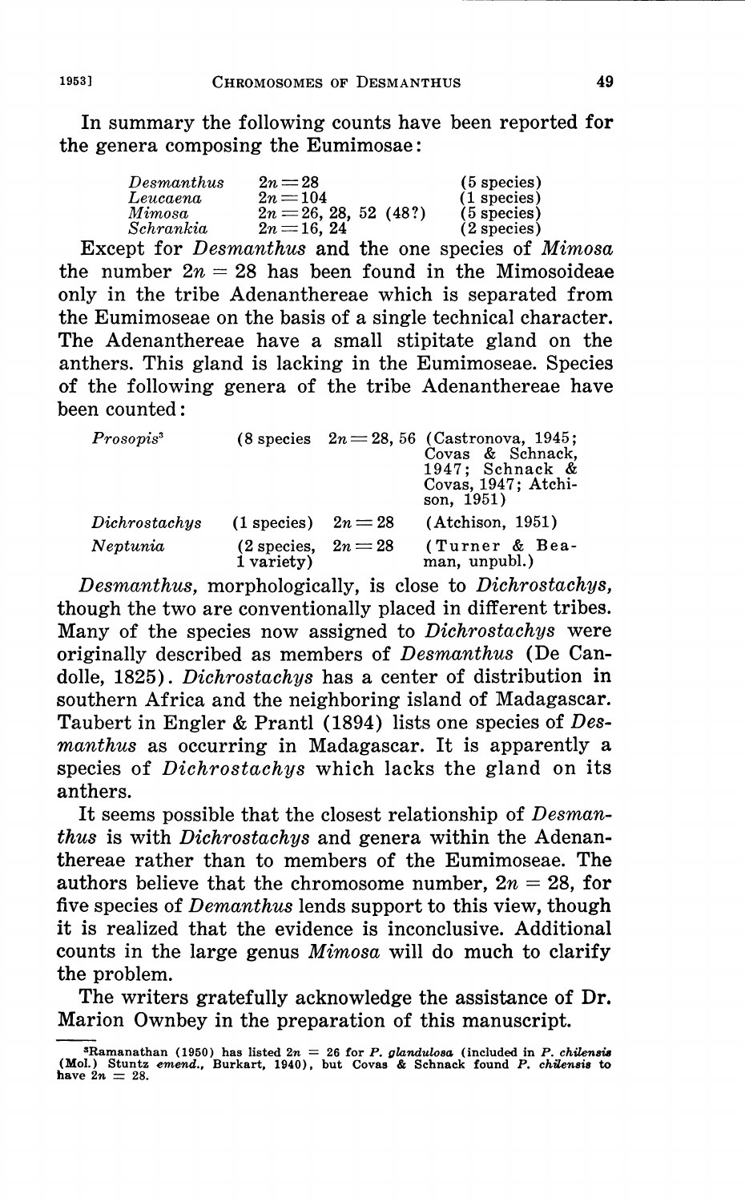In summary the following counts have been reported for the genera composing the Eumimosae:

| | | |
|---|---|---|
| *Desmanthus* | $2n = 28$ | (5 species) |
| *Leucaena* | $2n = 104$ | (1 species) |
| *Mimosa* | $2n = 26, 28, 52$ (48?) | (5 species) |
| *Schrankia* | $2n = 16, 24$ | (2 species) |

Except for *Desmanthus* and the one species of *Mimosa* the number $2n = 28$ has been found in the Mimosoideae only in the tribe Adenanthereae which is separated from the Eumimoseae on the basis of a single technical character. The Adenanthereae have a small stipitate gland on the anthers. This gland is lacking in the Eumimoseae. Species of the following genera of the tribe Adenanthereae have been counted:

| | | | |
|---|---|---|---|
| *Prosopis*[3] | (8 species | $2n = 28, 56$ | (Castronova, 1945; Covas & Schnack, 1947; Schnack & Covas, 1947; Atchison, 1951) |
| *Dichrostachys* | (1 species) | $2n = 28$ | (Atchison, 1951) |
| *Neptunia* | (2 species, 1 variety) | $2n = 28$ | (Turner & Beaman, unpubl.) |

*Desmanthus,* morphologically, is close to *Dichrostachys,* though the two are conventionally placed in different tribes. Many of the species now assigned to *Dichrostachys* were originally described as members of *Desmanthus* (De Candolle, 1825). *Dichrostachys* has a center of distribution in southern Africa and the neighboring island of Madagascar. Taubert in Engler & Prantl (1894) lists one species of *Desmanthus* as occurring in Madagascar. It is apparently a species of *Dichrostachys* which lacks the gland on its anthers.

It seems possible that the closest relationship of *Desmanthus* is with *Dichrostachys* and genera within the Adenanthereae rather than to members of the Eumimoseae. The authors believe that the chromosome number, $2n = 28$, for five species of *Demanthus* lends support to this view, though it is realized that the evidence is inconclusive. Additional counts in the large genus *Mimosa* will do much to clarify the problem.

The writers gratefully acknowledge the assistance of Dr. Marion Ownbey in the preparation of this manuscript.

[3]Ramanathan (1950) has listed $2n = 26$ for *P. glandulosa* (included in *P. chilensis* (Mol.) Stuntz *emend.,* Burkart, 1940), but Covas & Schnack found *P. chilensis* to have $2n = 28$.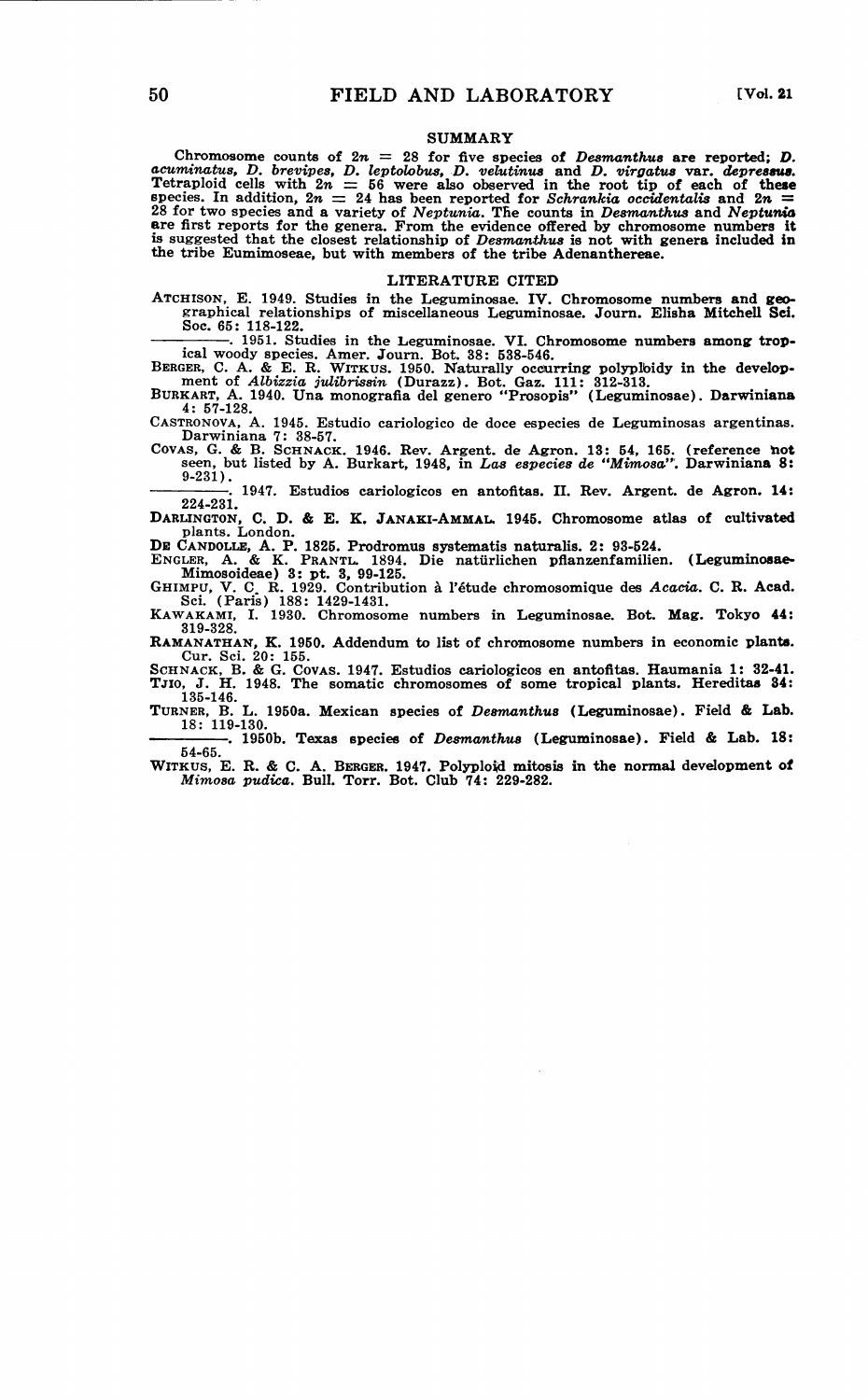## SUMMARY

Chromosome counts of $2n = 28$ for five species of *Desmanthus* are reported; *D. acuminatus*, *D. brevipes*, *D. leptolobus*, *D. velutinus* and *D. virgatus* var. *depressus*. Tetraploid cells with $2n = 56$ were also observed in the root tip of each of these species. In addition, $2n = 24$ has been reported for *Schrankia occidentalis* and $2n = 28$ for two species and a variety of *Neptunia*. The counts in *Desmanthus* and *Neptunia* are first reports for the genera. From the evidence offered by chromosome numbers it is suggested that the closest relationship of *Desmanthus* is not with genera included in the tribe Eumimoseae, but with members of the tribe Adenanthereae.

## LITERATURE CITED

ATCHISON, E. 1949. Studies in the Leguminosae. IV. Chromosome numbers and geographical relationships of miscellaneous Leguminosae. Journ. Elisha Mitchell Sci. Soc. 65: 118-122.

————. 1951. Studies in the Leguminosae. VI. Chromosome numbers among tropical woody species. Amer. Journ. Bot. 38: 538-546.

BERGER, C. A. & E. R. WITKUS. 1950. Naturally occurring polyploidy in the development of *Albizzia julibrissin* (Durazz). Bot. Gaz. 111: 312-313.

BURKART, A. 1940. Una monografia del genero "Prosopis" (Leguminosae). Darwiniana 4: 57-128.

CASTRONOVA, A. 1945. Estudio cariologico de doce especies de Leguminosas argentinas. Darwiniana 7: 38-57.

COVAS, G. & B. SCHNACK. 1946. Rev. Argent. de Agron. 13: 54, 165. (reference not seen, but listed by A. Burkart, 1948, in *Las especies de "Mimosa"*. Darwiniana 8: 9-231).

————. 1947. Estudios cariologicos en antofitas. II. Rev. Argent. de Agron. 14: 224-231.

DARLINGTON, C. D. & E. K. JANAKI-AMMAL. 1945. Chromosome atlas of cultivated plants. London.

DE CANDOLLE, A. P. 1825. Prodromus systematis naturalis. 2: 93-524.

ENGLER, A. & K. PRANTL. 1894. Die natürlichen pflanzenfamilien. (Leguminosae-Mimosoideae) 3: pt. 3, 99-125.

GHIMPU, V. C. R. 1929. Contribution à l'étude chromosomique des *Acacia*. C. R. Acad. Sci. (Paris) 188: 1429-1431.

KAWAKAMI, I. 1930. Chromosome numbers in Leguminosae. Bot. Mag. Tokyo 44: 319-328.

RAMANATHAN, K. 1950. Addendum to list of chromosome numbers in economic plants. Cur. Sci. 20: 155.

SCHNACK, B. & G. COVAS. 1947. Estudios cariologicos en antofitas. Haumania 1: 32-41.

TJIO, J. H. 1948. The somatic chromosomes of some tropical plants. Hereditas 34: 135-146.

TURNER, B. L. 1950a. Mexican species of *Desmanthus* (Leguminosae). Field & Lab. 18: 119-130.

————. 1950b. Texas species of *Desmanthus* (Leguminosae). Field & Lab. 18: 54-65.

WITKUS, E. R. & C. A. BERGER. 1947. Polyploid mitosis in the normal development of *Mimosa pudica*. Bull. Torr. Bot. Club 74: 229-282.